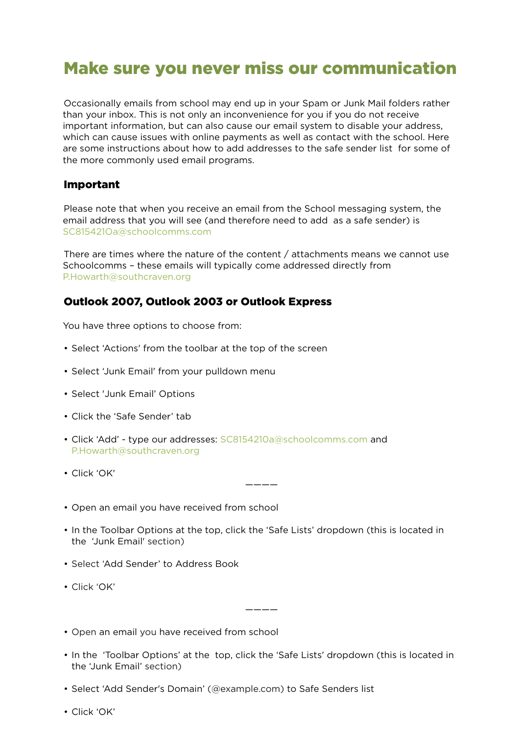# Make sure you never miss our communication

Occasionally emails from school may end up in your Spam or Junk Mail folders rather than your inbox. This is not only an inconvenience for you if you do not receive important information, but can also cause our email system to disable your address, which can cause issues with online payments as well as contact with the school. Here are some instructions about how to add addresses to the safe sender list for some of the more commonly used email programs.

### Important

Please note that when you receive an email from the School messaging system, the email address that you will see (and therefore need to add as a safe sender) is SC8154210a@schoolcomms.com

There are times where the nature of the content / attachments means we cannot use Schoolcomms – these emails will typically come addressed directly from P.Howarth@southcraven.org

### Outlook 2007, Outlook 2003 or Outlook Express

You have three options to choose from:

- Select 'Actions' from the toolbar at the top of the screen
- Select 'Junk Email' from your pulldown menu
- Select 'Junk Email' Options
- Click the 'Safe Sender' tab
- Click 'Add' - type our addresses: SC8154210a@schoolcomms.com and P.Howarth@southcraven.org
- Click 'OK'

————

- Open an email you have received from school
- In the Toolbar Options at the top, click the 'Safe Lists' dropdown (this is located in the 'Junk Email' section)
- Select 'Add Sender' to Address Book
- Click 'OK'

————

- Open an email you have received from school
- In the 'Toolbar Options' at the top, click the 'Safe Lists' dropdown (this is located in the 'Junk Email' section)
- Select 'Add Sender's Domain' (@example.com) to Safe Senders list
- Click 'OK'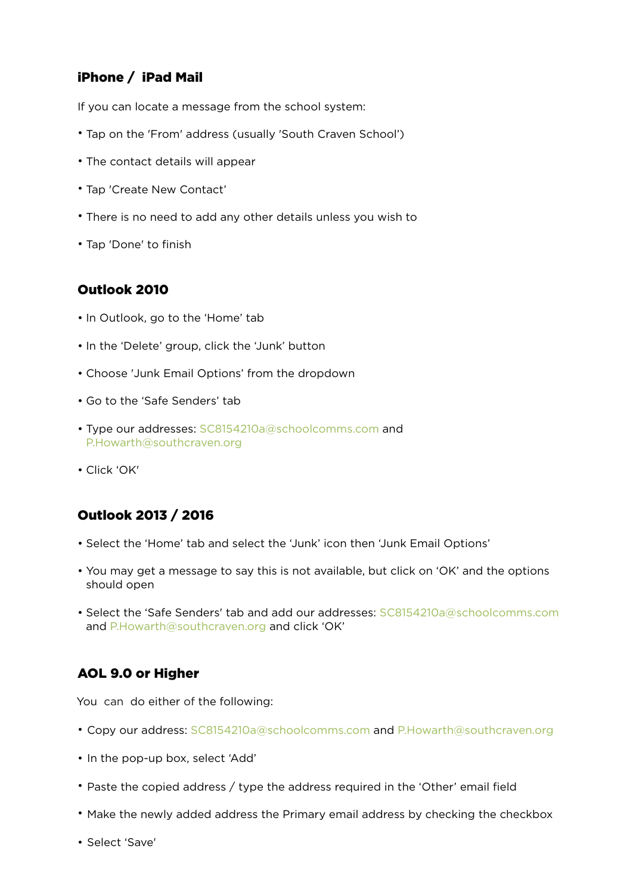## iPhone / iPad Mail

If you can locate a message from the school system:

- Tap on the 'From' address (usually 'South Craven School')
- The contact details will appear
- Tap 'Create New Contact'
- There is no need to add any other details unless you wish to
- Tap 'Done' to finish

## Outlook 2010

- In Outlook, go to the 'Home' tab
- In the 'Delete' group, click the 'Junk' button
- Choose 'Junk Email Options' from the dropdown
- Go to the 'Safe Senders' tab
- Type our addresses: SC8154210a@schoolcomms.com and P.Howarth@southcraven.org
- Click 'OK'

## Outlook 2013 / 2016

- Select the 'Home' tab and select the 'Junk' icon then 'Junk Email Options'
- You may get a message to say this is not available, but click on 'OK' and the options should open
- Select the 'Safe Senders' tab and add our addresses: SC8154210a@schoolcomms.com and P.Howarth@southcraven.org and click 'OK'

## AOL 9.0 or Higher

You can do either of the following:

- Copy our address: SC8154210a@schoolcomms.com and P.Howarth@southcraven.org
- In the pop-up box, select 'Add'
- Paste the copied address / type the address required in the 'Other' email field
- Make the newly added address the Primary email address by checking the checkbox
- Select 'Save'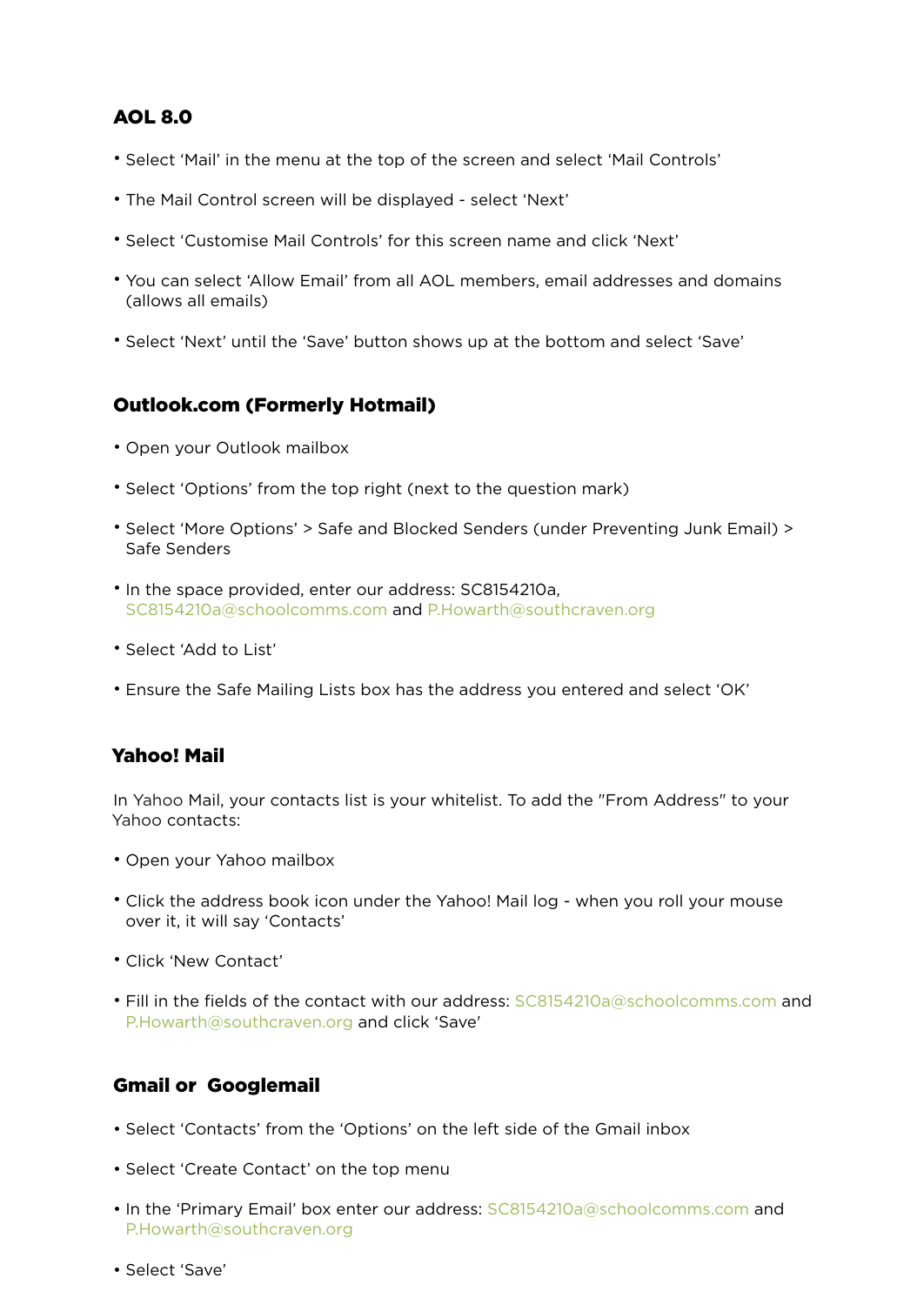## AOL 8.0

- Select 'Mail' in the menu at the top of the screen and select 'Mail Controls'
- The Mail Control screen will be displayed - select 'Next'
- Select 'Customise Mail Controls' for this screen name and click 'Next'
- You can select 'Allow Email' from all AOL members, email addresses and domains (allows all emails)
- Select 'Next' until the 'Save' button shows up at the bottom and select 'Save'

## Outlook.com (Formerly Hotmail)

- Open your Outlook mailbox
- Select 'Options' from the top right (next to the question mark)
- Select 'More Options' > Safe and Blocked Senders (under Preventing Junk Email) > Safe Senders
- In the space provided, enter our address: SC8154210a, SC8154210a@schoolcomms.com and P.Howarth@southcraven.org
- Select 'Add to List'
- Ensure the Safe Mailing Lists box has the address you entered and select 'OK'

## Yahoo! Mail

In Yahoo Mail, your contacts list is your whitelist. To add the "From Address" to your Yahoo contacts:

- Open your Yahoo mailbox
- Click the address book icon under the Yahoo! Mail log - when you roll your mouse over it, it will say 'Contacts'
- Click 'New Contact'
- Fill in the fields of the contact with our address: SC8154210a@schoolcomms.com and P.Howarth@southcraven.org and click 'Save'

## Gmail or Googlemail

- Select 'Contacts' from the 'Options' on the left side of the Gmail inbox
- Select 'Create Contact' on the top menu
- In the 'Primary Email' box enter our address: SC8154210a@schoolcomms.com and P.Howarth@southcraven.org
- Select 'Save'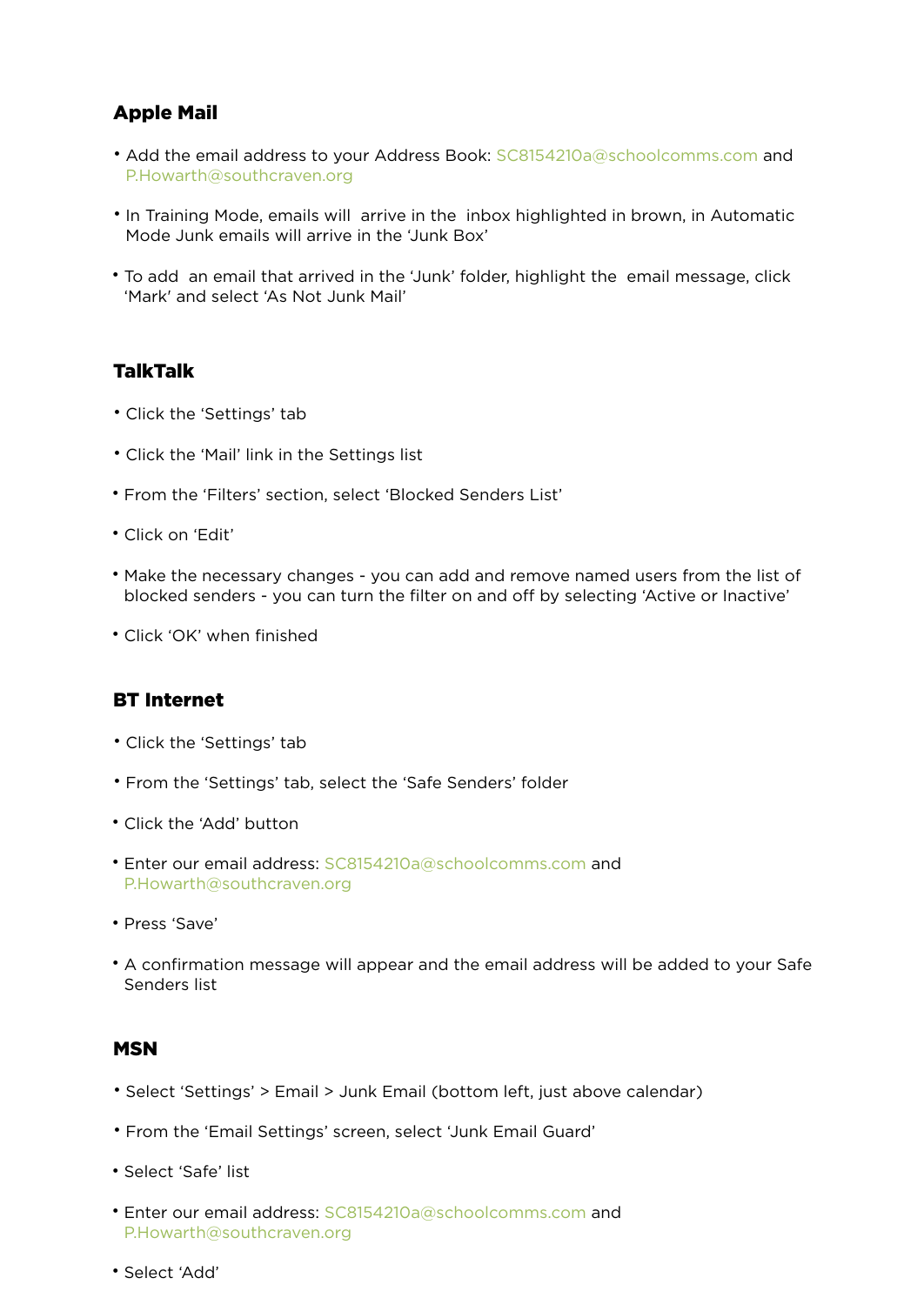## Apple Mail

- Add the email address to your Address Book: SC8154210a@schoolcomms.com and P.Howarth@southcraven.org
- In Training Mode, emails will arrive in the inbox highlighted in brown, in Automatic Mode Junk emails will arrive in the 'Junk Box'
- To add an email that arrived in the 'Junk' folder, highlight the email message, click 'Mark' and select 'As Not Junk Mail'

## TalkTalk

- Click the 'Settings' tab
- Click the 'Mail' link in the Settings list
- From the 'Filters' section, select 'Blocked Senders List'
- Click on 'Edit'
- Make the necessary changes - you can add and remove named users from the list of blocked senders - you can turn the filter on and off by selecting 'Active or Inactive'
- Click 'OK' when finished

## BT Internet

- Click the 'Settings' tab
- From the 'Settings' tab, select the 'Safe Senders' folder
- Click the 'Add' button
- Enter our email address: SC8154210a@schoolcomms.com and P.Howarth@southcraven.org
- Press 'Save'
- A confirmation message will appear and the email address will be added to your Safe Senders list

## MSN

- Select 'Settings' > Email > Junk Email (bottom left, just above calendar)
- From the 'Email Settings' screen, select 'Junk Email Guard'
- Select 'Safe' list
- Enter our email address: SC8154210a@schoolcomms.com and P.Howarth@southcraven.org
- Select 'Add'